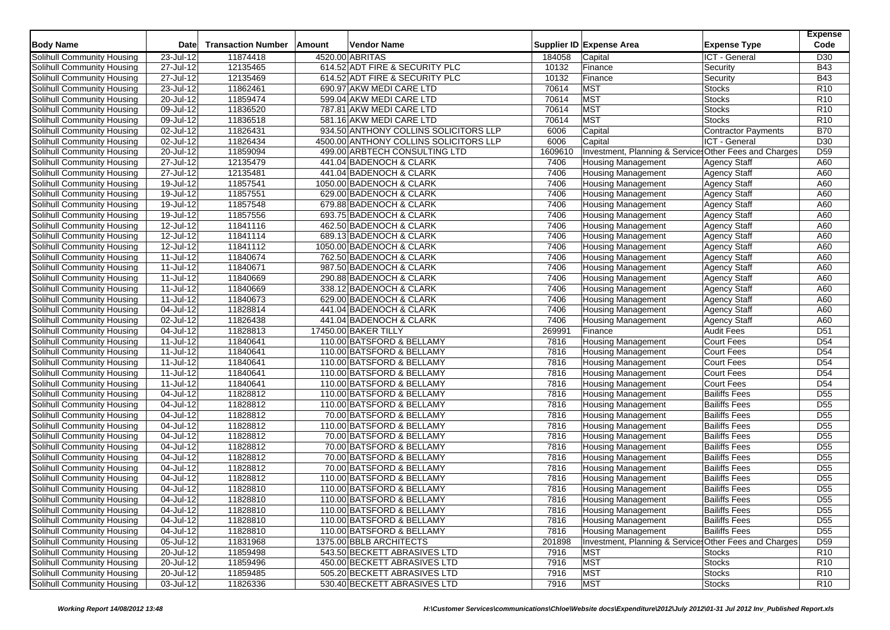| Body Name | Date | Transaction Number | Amount | Vendor Name | Supplier ID | Expense Area | Expense Type | Expense Code |
|---|---|---|---|---|---|---|---|---|
| Solihull Community Housing | 23-Jul-12 | 11874418 | 4520.00 | ABRITAS | 184058 | Capital | ICT - General | D30 |
| Solihull Community Housing | 27-Jul-12 | 12135465 | 614.52 | ADT FIRE & SECURITY PLC | 10132 | Finance | Security | B43 |
| Solihull Community Housing | 27-Jul-12 | 12135469 | 614.52 | ADT FIRE & SECURITY PLC | 10132 | Finance | Security | B43 |
| Solihull Community Housing | 23-Jul-12 | 11862461 | 690.97 | AKW MEDI CARE LTD | 70614 | MST | Stocks | R10 |
| Solihull Community Housing | 20-Jul-12 | 11859474 | 599.04 | AKW MEDI CARE LTD | 70614 | MST | Stocks | R10 |
| Solihull Community Housing | 09-Jul-12 | 11836520 | 787.81 | AKW MEDI CARE LTD | 70614 | MST | Stocks | R10 |
| Solihull Community Housing | 09-Jul-12 | 11836518 | 581.16 | AKW MEDI CARE LTD | 70614 | MST | Stocks | R10 |
| Solihull Community Housing | 02-Jul-12 | 11826431 | 934.50 | ANTHONY COLLINS SOLICITORS LLP | 6006 | Capital | Contractor Payments | B70 |
| Solihull Community Housing | 02-Jul-12 | 11826434 | 4500.00 | ANTHONY COLLINS SOLICITORS LLP | 6006 | Capital | ICT - General | D30 |
| Solihull Community Housing | 20-Jul-12 | 11859094 | 499.00 | ARBTECH CONSULTING LTD | 1609610 | Investment, Planning & Services | Other Fees and Charges | D59 |
| Solihull Community Housing | 27-Jul-12 | 12135479 | 441.04 | BADENOCH & CLARK | 7406 | Housing Management | Agency Staff | A60 |
| Solihull Community Housing | 27-Jul-12 | 12135481 | 441.04 | BADENOCH & CLARK | 7406 | Housing Management | Agency Staff | A60 |
| Solihull Community Housing | 19-Jul-12 | 11857541 | 1050.00 | BADENOCH & CLARK | 7406 | Housing Management | Agency Staff | A60 |
| Solihull Community Housing | 19-Jul-12 | 11857551 | 629.00 | BADENOCH & CLARK | 7406 | Housing Management | Agency Staff | A60 |
| Solihull Community Housing | 19-Jul-12 | 11857548 | 679.88 | BADENOCH & CLARK | 7406 | Housing Management | Agency Staff | A60 |
| Solihull Community Housing | 19-Jul-12 | 11857556 | 693.75 | BADENOCH & CLARK | 7406 | Housing Management | Agency Staff | A60 |
| Solihull Community Housing | 12-Jul-12 | 11841116 | 462.50 | BADENOCH & CLARK | 7406 | Housing Management | Agency Staff | A60 |
| Solihull Community Housing | 12-Jul-12 | 11841114 | 689.13 | BADENOCH & CLARK | 7406 | Housing Management | Agency Staff | A60 |
| Solihull Community Housing | 12-Jul-12 | 11841112 | 1050.00 | BADENOCH & CLARK | 7406 | Housing Management | Agency Staff | A60 |
| Solihull Community Housing | 11-Jul-12 | 11840674 | 762.50 | BADENOCH & CLARK | 7406 | Housing Management | Agency Staff | A60 |
| Solihull Community Housing | 11-Jul-12 | 11840671 | 987.50 | BADENOCH & CLARK | 7406 | Housing Management | Agency Staff | A60 |
| Solihull Community Housing | 11-Jul-12 | 11840669 | 290.88 | BADENOCH & CLARK | 7406 | Housing Management | Agency Staff | A60 |
| Solihull Community Housing | 11-Jul-12 | 11840669 | 338.12 | BADENOCH & CLARK | 7406 | Housing Management | Agency Staff | A60 |
| Solihull Community Housing | 11-Jul-12 | 11840673 | 629.00 | BADENOCH & CLARK | 7406 | Housing Management | Agency Staff | A60 |
| Solihull Community Housing | 04-Jul-12 | 11828814 | 441.04 | BADENOCH & CLARK | 7406 | Housing Management | Agency Staff | A60 |
| Solihull Community Housing | 02-Jul-12 | 11826438 | 441.04 | BADENOCH & CLARK | 7406 | Housing Management | Agency Staff | A60 |
| Solihull Community Housing | 04-Jul-12 | 11828813 | 17450.00 | BAKER TILLY | 269991 | Finance | Audit Fees | D51 |
| Solihull Community Housing | 11-Jul-12 | 11840641 | 110.00 | BATSFORD & BELLAMY | 7816 | Housing Management | Court Fees | D54 |
| Solihull Community Housing | 11-Jul-12 | 11840641 | 110.00 | BATSFORD & BELLAMY | 7816 | Housing Management | Court Fees | D54 |
| Solihull Community Housing | 11-Jul-12 | 11840641 | 110.00 | BATSFORD & BELLAMY | 7816 | Housing Management | Court Fees | D54 |
| Solihull Community Housing | 11-Jul-12 | 11840641 | 110.00 | BATSFORD & BELLAMY | 7816 | Housing Management | Court Fees | D54 |
| Solihull Community Housing | 11-Jul-12 | 11840641 | 110.00 | BATSFORD & BELLAMY | 7816 | Housing Management | Court Fees | D54 |
| Solihull Community Housing | 04-Jul-12 | 11828812 | 110.00 | BATSFORD & BELLAMY | 7816 | Housing Management | Bailiffs Fees | D55 |
| Solihull Community Housing | 04-Jul-12 | 11828812 | 110.00 | BATSFORD & BELLAMY | 7816 | Housing Management | Bailiffs Fees | D55 |
| Solihull Community Housing | 04-Jul-12 | 11828812 | 70.00 | BATSFORD & BELLAMY | 7816 | Housing Management | Bailiffs Fees | D55 |
| Solihull Community Housing | 04-Jul-12 | 11828812 | 110.00 | BATSFORD & BELLAMY | 7816 | Housing Management | Bailiffs Fees | D55 |
| Solihull Community Housing | 04-Jul-12 | 11828812 | 70.00 | BATSFORD & BELLAMY | 7816 | Housing Management | Bailiffs Fees | D55 |
| Solihull Community Housing | 04-Jul-12 | 11828812 | 70.00 | BATSFORD & BELLAMY | 7816 | Housing Management | Bailiffs Fees | D55 |
| Solihull Community Housing | 04-Jul-12 | 11828812 | 70.00 | BATSFORD & BELLAMY | 7816 | Housing Management | Bailiffs Fees | D55 |
| Solihull Community Housing | 04-Jul-12 | 11828812 | 70.00 | BATSFORD & BELLAMY | 7816 | Housing Management | Bailiffs Fees | D55 |
| Solihull Community Housing | 04-Jul-12 | 11828812 | 110.00 | BATSFORD & BELLAMY | 7816 | Housing Management | Bailiffs Fees | D55 |
| Solihull Community Housing | 04-Jul-12 | 11828810 | 110.00 | BATSFORD & BELLAMY | 7816 | Housing Management | Bailiffs Fees | D55 |
| Solihull Community Housing | 04-Jul-12 | 11828810 | 110.00 | BATSFORD & BELLAMY | 7816 | Housing Management | Bailiffs Fees | D55 |
| Solihull Community Housing | 04-Jul-12 | 11828810 | 110.00 | BATSFORD & BELLAMY | 7816 | Housing Management | Bailiffs Fees | D55 |
| Solihull Community Housing | 04-Jul-12 | 11828810 | 110.00 | BATSFORD & BELLAMY | 7816 | Housing Management | Bailiffs Fees | D55 |
| Solihull Community Housing | 04-Jul-12 | 11828810 | 110.00 | BATSFORD & BELLAMY | 7816 | Housing Management | Bailiffs Fees | D55 |
| Solihull Community Housing | 05-Jul-12 | 11831968 | 1375.00 | BBLB ARCHITECTS | 201898 | Investment, Planning & Services | Other Fees and Charges | D59 |
| Solihull Community Housing | 20-Jul-12 | 11859498 | 543.50 | BECKETT ABRASIVES LTD | 7916 | MST | Stocks | R10 |
| Solihull Community Housing | 20-Jul-12 | 11859496 | 450.00 | BECKETT ABRASIVES LTD | 7916 | MST | Stocks | R10 |
| Solihull Community Housing | 20-Jul-12 | 11859485 | 505.20 | BECKETT ABRASIVES LTD | 7916 | MST | Stocks | R10 |
| Solihull Community Housing | 03-Jul-12 | 11826336 | 530.40 | BECKETT ABRASIVES LTD | 7916 | MST | Stocks | R10 |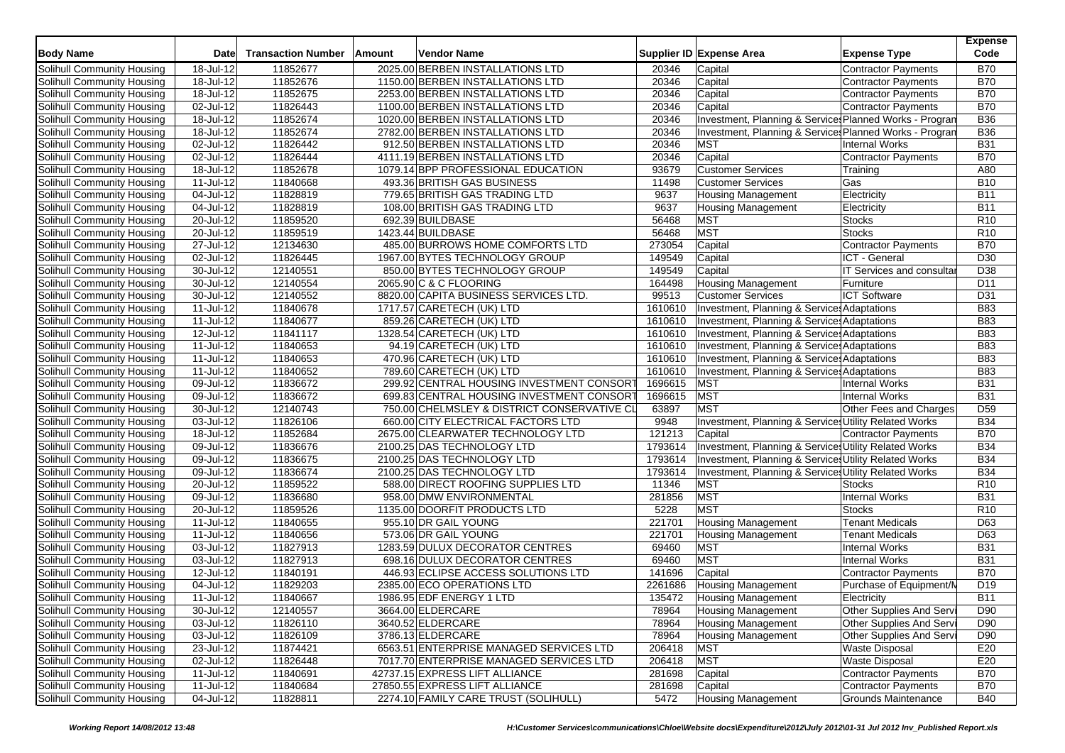| Body Name | Date | Transaction Number | Amount | Vendor Name | Supplier ID | Expense Area | Expense Type | Expense Code |
|---|---|---|---|---|---|---|---|---|
| Solihull Community Housing | 18-Jul-12 | 11852677 | 2025.00 | BERBEN INSTALLATIONS LTD | 20346 | Capital | Contractor Payments | B70 |
| Solihull Community Housing | 18-Jul-12 | 11852676 | 1150.00 | BERBEN INSTALLATIONS LTD | 20346 | Capital | Contractor Payments | B70 |
| Solihull Community Housing | 18-Jul-12 | 11852675 | 2253.00 | BERBEN INSTALLATIONS LTD | 20346 | Capital | Contractor Payments | B70 |
| Solihull Community Housing | 02-Jul-12 | 11826443 | 1100.00 | BERBEN INSTALLATIONS LTD | 20346 | Capital | Contractor Payments | B70 |
| Solihull Community Housing | 18-Jul-12 | 11852674 | 1020.00 | BERBEN INSTALLATIONS LTD | 20346 | Investment, Planning & Services | Planned Works - Program | B36 |
| Solihull Community Housing | 18-Jul-12 | 11852674 | 2782.00 | BERBEN INSTALLATIONS LTD | 20346 | Investment, Planning & Services | Planned Works - Program | B36 |
| Solihull Community Housing | 02-Jul-12 | 11826442 | 912.50 | BERBEN INSTALLATIONS LTD | 20346 | MST | Internal Works | B31 |
| Solihull Community Housing | 02-Jul-12 | 11826444 | 4111.19 | BERBEN INSTALLATIONS LTD | 20346 | Capital | Contractor Payments | B70 |
| Solihull Community Housing | 18-Jul-12 | 11852678 | 1079.14 | BPP PROFESSIONAL EDUCATION | 93679 | Customer Services | Training | A80 |
| Solihull Community Housing | 11-Jul-12 | 11840668 | 493.36 | BRITISH GAS BUSINESS | 11498 | Customer Services | Gas | B10 |
| Solihull Community Housing | 04-Jul-12 | 11828819 | 779.65 | BRITISH GAS TRADING LTD | 9637 | Housing Management | Electricity | B11 |
| Solihull Community Housing | 04-Jul-12 | 11828819 | 108.00 | BRITISH GAS TRADING LTD | 9637 | Housing Management | Electricity | B11 |
| Solihull Community Housing | 20-Jul-12 | 11859520 | 692.39 | BUILDBASE | 56468 | MST | Stocks | R10 |
| Solihull Community Housing | 20-Jul-12 | 11859519 | 1423.44 | BUILDBASE | 56468 | MST | Stocks | R10 |
| Solihull Community Housing | 27-Jul-12 | 12134630 | 485.00 | BURROWS HOME COMFORTS LTD | 273054 | Capital | Contractor Payments | B70 |
| Solihull Community Housing | 02-Jul-12 | 11826445 | 1967.00 | BYTES TECHNOLOGY GROUP | 149549 | Capital | ICT - General | D30 |
| Solihull Community Housing | 30-Jul-12 | 12140551 | 850.00 | BYTES TECHNOLOGY GROUP | 149549 | Capital | IT Services and consultar | D38 |
| Solihull Community Housing | 30-Jul-12 | 12140554 | 2065.90 | C & C FLOORING | 164498 | Housing Management | Furniture | D11 |
| Solihull Community Housing | 30-Jul-12 | 12140552 | 8820.00 | CAPITA BUSINESS SERVICES LTD. | 99513 | Customer Services | ICT Software | D31 |
| Solihull Community Housing | 11-Jul-12 | 11840678 | 1717.57 | CARETECH (UK) LTD | 1610610 | Investment, Planning & Services | Adaptations | B83 |
| Solihull Community Housing | 11-Jul-12 | 11840677 | 859.26 | CARETECH (UK) LTD | 1610610 | Investment, Planning & Services | Adaptations | B83 |
| Solihull Community Housing | 12-Jul-12 | 11841117 | 1328.54 | CARETECH (UK) LTD | 1610610 | Investment, Planning & Services | Adaptations | B83 |
| Solihull Community Housing | 11-Jul-12 | 11840653 | 94.19 | CARETECH (UK) LTD | 1610610 | Investment, Planning & Services | Adaptations | B83 |
| Solihull Community Housing | 11-Jul-12 | 11840653 | 470.96 | CARETECH (UK) LTD | 1610610 | Investment, Planning & Services | Adaptations | B83 |
| Solihull Community Housing | 11-Jul-12 | 11840652 | 789.60 | CARETECH (UK) LTD | 1610610 | Investment, Planning & Services | Adaptations | B83 |
| Solihull Community Housing | 09-Jul-12 | 11836672 | 299.92 | CENTRAL HOUSING INVESTMENT CONSORT | 1696615 | MST | Internal Works | B31 |
| Solihull Community Housing | 09-Jul-12 | 11836672 | 699.83 | CENTRAL HOUSING INVESTMENT CONSORT | 1696615 | MST | Internal Works | B31 |
| Solihull Community Housing | 30-Jul-12 | 12140743 | 750.00 | CHELMSLEY & DISTRICT CONSERVATIVE CL | 63897 | MST | Other Fees and Charges | D59 |
| Solihull Community Housing | 03-Jul-12 | 11826106 | 660.00 | CITY ELECTRICAL FACTORS LTD | 9948 | Investment, Planning & Services | Utility Related Works | B34 |
| Solihull Community Housing | 18-Jul-12 | 11852684 | 2675.00 | CLEARWATER TECHNOLOGY LTD | 121213 | Capital | Contractor Payments | B70 |
| Solihull Community Housing | 09-Jul-12 | 11836676 | 2100.25 | DAS TECHNOLOGY LTD | 1793614 | Investment, Planning & Services | Utility Related Works | B34 |
| Solihull Community Housing | 09-Jul-12 | 11836675 | 2100.25 | DAS TECHNOLOGY LTD | 1793614 | Investment, Planning & Services | Utility Related Works | B34 |
| Solihull Community Housing | 09-Jul-12 | 11836674 | 2100.25 | DAS TECHNOLOGY LTD | 1793614 | Investment, Planning & Services | Utility Related Works | B34 |
| Solihull Community Housing | 20-Jul-12 | 11859522 | 588.00 | DIRECT ROOFING SUPPLIES LTD | 11346 | MST | Stocks | R10 |
| Solihull Community Housing | 09-Jul-12 | 11836680 | 958.00 | DMW ENVIRONMENTAL | 281856 | MST | Internal Works | B31 |
| Solihull Community Housing | 20-Jul-12 | 11859526 | 1135.00 | DOORFIT PRODUCTS LTD | 5228 | MST | Stocks | R10 |
| Solihull Community Housing | 11-Jul-12 | 11840655 | 955.10 | DR GAIL YOUNG | 221701 | Housing Management | Tenant Medicals | D63 |
| Solihull Community Housing | 11-Jul-12 | 11840656 | 573.06 | DR GAIL YOUNG | 221701 | Housing Management | Tenant Medicals | D63 |
| Solihull Community Housing | 03-Jul-12 | 11827913 | 1283.59 | DULUX DECORATOR CENTRES | 69460 | MST | Internal Works | B31 |
| Solihull Community Housing | 03-Jul-12 | 11827913 | 698.16 | DULUX DECORATOR CENTRES | 69460 | MST | Internal Works | B31 |
| Solihull Community Housing | 12-Jul-12 | 11840191 | 446.93 | ECLIPSE ACCESS SOLUTIONS LTD | 141696 | Capital | Contractor Payments | B70 |
| Solihull Community Housing | 04-Jul-12 | 11829203 | 2385.00 | ECO OPERATIONS LTD | 2261686 | Housing Management | Purchase of Equipment/M | D19 |
| Solihull Community Housing | 11-Jul-12 | 11840667 | 1986.95 | EDF ENERGY 1 LTD | 135472 | Housing Management | Electricity | B11 |
| Solihull Community Housing | 30-Jul-12 | 12140557 | 3664.00 | ELDERCARE | 78964 | Housing Management | Other Supplies And Servi | D90 |
| Solihull Community Housing | 03-Jul-12 | 11826110 | 3640.52 | ELDERCARE | 78964 | Housing Management | Other Supplies And Servi | D90 |
| Solihull Community Housing | 03-Jul-12 | 11826109 | 3786.13 | ELDERCARE | 78964 | Housing Management | Other Supplies And Servi | D90 |
| Solihull Community Housing | 23-Jul-12 | 11874421 | 6563.51 | ENTERPRISE MANAGED SERVICES LTD | 206418 | MST | Waste Disposal | E20 |
| Solihull Community Housing | 02-Jul-12 | 11826448 | 7017.70 | ENTERPRISE MANAGED SERVICES LTD | 206418 | MST | Waste Disposal | E20 |
| Solihull Community Housing | 11-Jul-12 | 11840691 | 42737.15 | EXPRESS LIFT ALLIANCE | 281698 | Capital | Contractor Payments | B70 |
| Solihull Community Housing | 11-Jul-12 | 11840684 | 27850.55 | EXPRESS LIFT ALLIANCE | 281698 | Capital | Contractor Payments | B70 |
| Solihull Community Housing | 04-Jul-12 | 11828811 | 2274.10 | FAMILY CARE TRUST (SOLIHULL) | 5472 | Housing Management | Grounds Maintenance | B40 |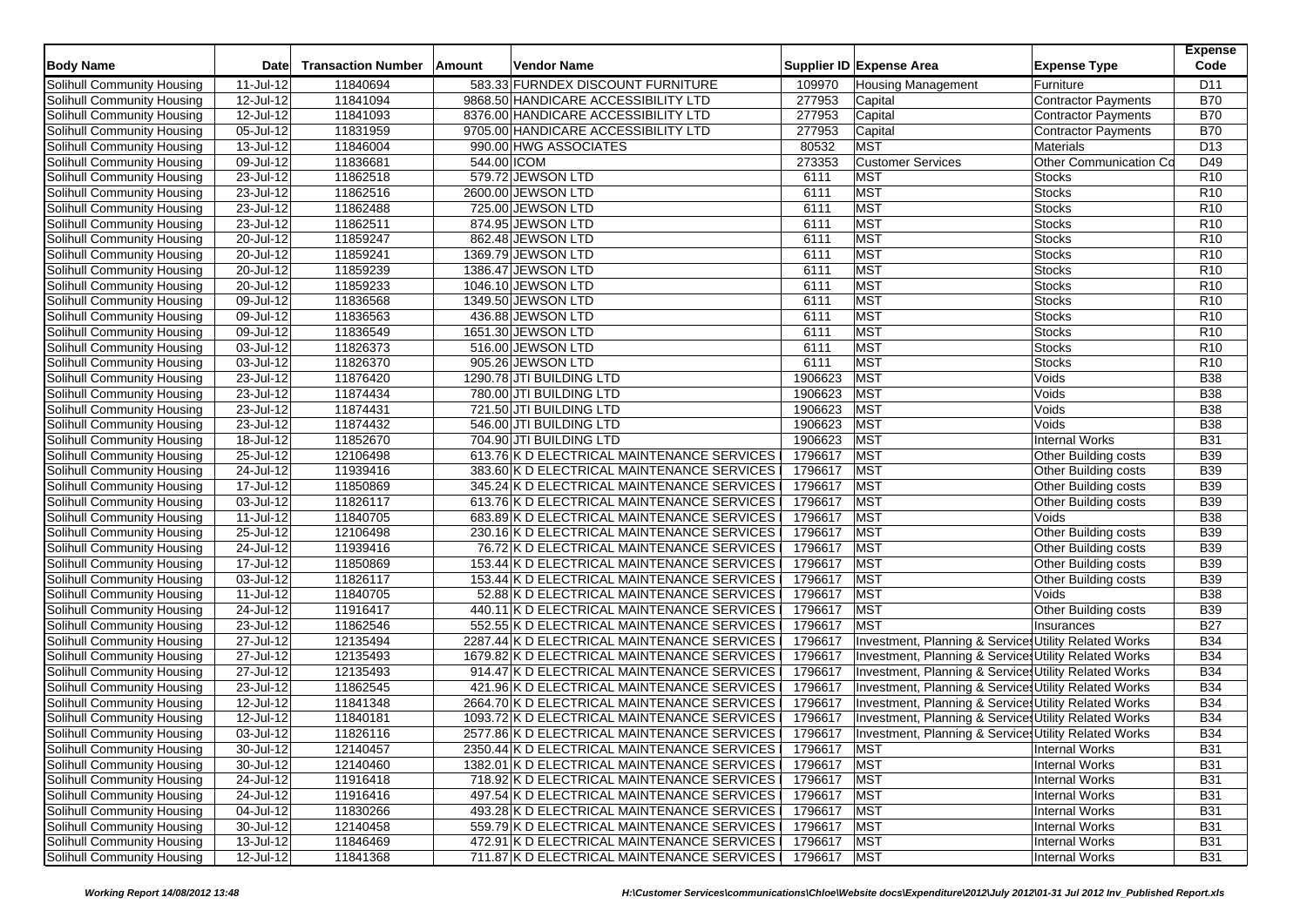| Body Name | Date | Transaction Number | Amount | Vendor Name | Supplier ID | Expense Area | Expense Type | Expense Code |
|---|---|---|---|---|---|---|---|---|
| Solihull Community Housing | 11-Jul-12 | 11840694 | 583.33 | FURNDEX DISCOUNT FURNITURE | 109970 | Housing Management | Furniture | D11 |
| Solihull Community Housing | 12-Jul-12 | 11841094 | 9868.50 | HANDICARE ACCESSIBILITY LTD | 277953 | Capital | Contractor Payments | B70 |
| Solihull Community Housing | 12-Jul-12 | 11841093 | 8376.00 | HANDICARE ACCESSIBILITY LTD | 277953 | Capital | Contractor Payments | B70 |
| Solihull Community Housing | 05-Jul-12 | 11831959 | 9705.00 | HANDICARE ACCESSIBILITY LTD | 277953 | Capital | Contractor Payments | B70 |
| Solihull Community Housing | 13-Jul-12 | 11846004 | 990.00 | HWG ASSOCIATES | 80532 | MST | Materials | D13 |
| Solihull Community Housing | 09-Jul-12 | 11836681 | 544.00 | ICOM | 273353 | Customer Services | Other Communication Co | D49 |
| Solihull Community Housing | 23-Jul-12 | 11862518 | 579.72 | JEWSON LTD | 6111 | MST | Stocks | R10 |
| Solihull Community Housing | 23-Jul-12 | 11862516 | 2600.00 | JEWSON LTD | 6111 | MST | Stocks | R10 |
| Solihull Community Housing | 23-Jul-12 | 11862488 | 725.00 | JEWSON LTD | 6111 | MST | Stocks | R10 |
| Solihull Community Housing | 23-Jul-12 | 11862511 | 874.95 | JEWSON LTD | 6111 | MST | Stocks | R10 |
| Solihull Community Housing | 20-Jul-12 | 11859247 | 862.48 | JEWSON LTD | 6111 | MST | Stocks | R10 |
| Solihull Community Housing | 20-Jul-12 | 11859241 | 1369.79 | JEWSON LTD | 6111 | MST | Stocks | R10 |
| Solihull Community Housing | 20-Jul-12 | 11859239 | 1386.47 | JEWSON LTD | 6111 | MST | Stocks | R10 |
| Solihull Community Housing | 20-Jul-12 | 11859233 | 1046.10 | JEWSON LTD | 6111 | MST | Stocks | R10 |
| Solihull Community Housing | 09-Jul-12 | 11836568 | 1349.50 | JEWSON LTD | 6111 | MST | Stocks | R10 |
| Solihull Community Housing | 09-Jul-12 | 11836563 | 436.88 | JEWSON LTD | 6111 | MST | Stocks | R10 |
| Solihull Community Housing | 09-Jul-12 | 11836549 | 1651.30 | JEWSON LTD | 6111 | MST | Stocks | R10 |
| Solihull Community Housing | 03-Jul-12 | 11826373 | 516.00 | JEWSON LTD | 6111 | MST | Stocks | R10 |
| Solihull Community Housing | 03-Jul-12 | 11826370 | 905.26 | JEWSON LTD | 6111 | MST | Stocks | R10 |
| Solihull Community Housing | 23-Jul-12 | 11876420 | 1290.78 | JTI BUILDING LTD | 1906623 | MST | Voids | B38 |
| Solihull Community Housing | 23-Jul-12 | 11874434 | 780.00 | JTI BUILDING LTD | 1906623 | MST | Voids | B38 |
| Solihull Community Housing | 23-Jul-12 | 11874431 | 721.50 | JTI BUILDING LTD | 1906623 | MST | Voids | B38 |
| Solihull Community Housing | 23-Jul-12 | 11874432 | 546.00 | JTI BUILDING LTD | 1906623 | MST | Voids | B38 |
| Solihull Community Housing | 18-Jul-12 | 11852670 | 704.90 | JTI BUILDING LTD | 1906623 | MST | Internal Works | B31 |
| Solihull Community Housing | 25-Jul-12 | 12106498 | 613.76 | K D ELECTRICAL MAINTENANCE SERVICES | 1796617 | MST | Other Building costs | B39 |
| Solihull Community Housing | 24-Jul-12 | 11939416 | 383.60 | K D ELECTRICAL MAINTENANCE SERVICES | 1796617 | MST | Other Building costs | B39 |
| Solihull Community Housing | 17-Jul-12 | 11850869 | 345.24 | K D ELECTRICAL MAINTENANCE SERVICES | 1796617 | MST | Other Building costs | B39 |
| Solihull Community Housing | 03-Jul-12 | 11826117 | 613.76 | K D ELECTRICAL MAINTENANCE SERVICES | 1796617 | MST | Other Building costs | B39 |
| Solihull Community Housing | 11-Jul-12 | 11840705 | 683.89 | K D ELECTRICAL MAINTENANCE SERVICES | 1796617 | MST | Voids | B38 |
| Solihull Community Housing | 25-Jul-12 | 12106498 | 230.16 | K D ELECTRICAL MAINTENANCE SERVICES | 1796617 | MST | Other Building costs | B39 |
| Solihull Community Housing | 24-Jul-12 | 11939416 | 76.72 | K D ELECTRICAL MAINTENANCE SERVICES | 1796617 | MST | Other Building costs | B39 |
| Solihull Community Housing | 17-Jul-12 | 11850869 | 153.44 | K D ELECTRICAL MAINTENANCE SERVICES | 1796617 | MST | Other Building costs | B39 |
| Solihull Community Housing | 03-Jul-12 | 11826117 | 153.44 | K D ELECTRICAL MAINTENANCE SERVICES | 1796617 | MST | Other Building costs | B39 |
| Solihull Community Housing | 11-Jul-12 | 11840705 | 52.88 | K D ELECTRICAL MAINTENANCE SERVICES | 1796617 | MST | Voids | B38 |
| Solihull Community Housing | 24-Jul-12 | 11916417 | 440.11 | K D ELECTRICAL MAINTENANCE SERVICES | 1796617 | MST | Other Building costs | B39 |
| Solihull Community Housing | 23-Jul-12 | 11862546 | 552.55 | K D ELECTRICAL MAINTENANCE SERVICES | 1796617 | MST | Insurances | B27 |
| Solihull Community Housing | 27-Jul-12 | 12135494 | 2287.44 | K D ELECTRICAL MAINTENANCE SERVICES | 1796617 | Investment, Planning & Services | Utility Related Works | B34 |
| Solihull Community Housing | 27-Jul-12 | 12135493 | 1679.82 | K D ELECTRICAL MAINTENANCE SERVICES | 1796617 | Investment, Planning & Services | Utility Related Works | B34 |
| Solihull Community Housing | 27-Jul-12 | 12135493 | 914.47 | K D ELECTRICAL MAINTENANCE SERVICES | 1796617 | Investment, Planning & Services | Utility Related Works | B34 |
| Solihull Community Housing | 23-Jul-12 | 11862545 | 421.96 | K D ELECTRICAL MAINTENANCE SERVICES | 1796617 | Investment, Planning & Services | Utility Related Works | B34 |
| Solihull Community Housing | 12-Jul-12 | 11841348 | 2664.70 | K D ELECTRICAL MAINTENANCE SERVICES | 1796617 | Investment, Planning & Services | Utility Related Works | B34 |
| Solihull Community Housing | 12-Jul-12 | 11840181 | 1093.72 | K D ELECTRICAL MAINTENANCE SERVICES | 1796617 | Investment, Planning & Services | Utility Related Works | B34 |
| Solihull Community Housing | 03-Jul-12 | 11826116 | 2577.86 | K D ELECTRICAL MAINTENANCE SERVICES | 1796617 | Investment, Planning & Services | Utility Related Works | B34 |
| Solihull Community Housing | 30-Jul-12 | 12140457 | 2350.44 | K D ELECTRICAL MAINTENANCE SERVICES | 1796617 | MST | Internal Works | B31 |
| Solihull Community Housing | 30-Jul-12 | 12140460 | 1382.01 | K D ELECTRICAL MAINTENANCE SERVICES | 1796617 | MST | Internal Works | B31 |
| Solihull Community Housing | 24-Jul-12 | 11916418 | 718.92 | K D ELECTRICAL MAINTENANCE SERVICES | 1796617 | MST | Internal Works | B31 |
| Solihull Community Housing | 24-Jul-12 | 11916416 | 497.54 | K D ELECTRICAL MAINTENANCE SERVICES | 1796617 | MST | Internal Works | B31 |
| Solihull Community Housing | 04-Jul-12 | 11830266 | 493.28 | K D ELECTRICAL MAINTENANCE SERVICES | 1796617 | MST | Internal Works | B31 |
| Solihull Community Housing | 30-Jul-12 | 12140458 | 559.79 | K D ELECTRICAL MAINTENANCE SERVICES | 1796617 | MST | Internal Works | B31 |
| Solihull Community Housing | 13-Jul-12 | 11846469 | 472.91 | K D ELECTRICAL MAINTENANCE SERVICES | 1796617 | MST | Internal Works | B31 |
| Solihull Community Housing | 12-Jul-12 | 11841368 | 711.87 | K D ELECTRICAL MAINTENANCE SERVICES | 1796617 | MST | Internal Works | B31 |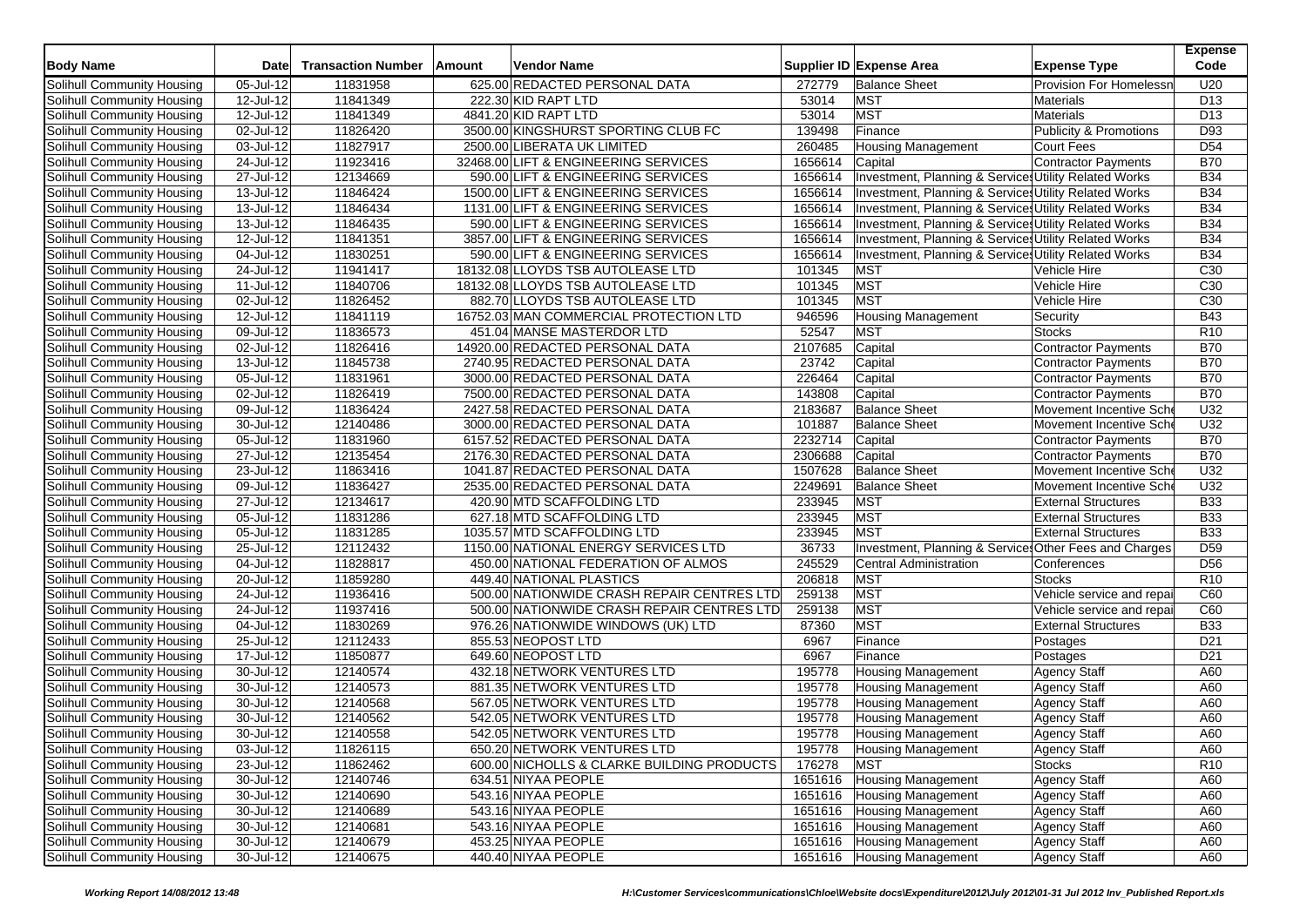| Body Name | Date | Transaction Number | Amount | Vendor Name | Supplier ID | Expense Area | Expense Type | Expense Code |
|---|---|---|---|---|---|---|---|---|
| Solihull Community Housing | 05-Jul-12 | 11831958 | 625.00 | REDACTED PERSONAL DATA | 272779 | Balance Sheet | Provision For Homelessn | U20 |
| Solihull Community Housing | 12-Jul-12 | 11841349 | 222.30 | KID RAPT LTD | 53014 | MST | Materials | D13 |
| Solihull Community Housing | 12-Jul-12 | 11841349 | 4841.20 | KID RAPT LTD | 53014 | MST | Materials | D13 |
| Solihull Community Housing | 02-Jul-12 | 11826420 | 3500.00 | KINGSHURST SPORTING CLUB FC | 139498 | Finance | Publicity & Promotions | D93 |
| Solihull Community Housing | 03-Jul-12 | 11827917 | 2500.00 | LIBERATA UK LIMITED | 260485 | Housing Management | Court Fees | D54 |
| Solihull Community Housing | 24-Jul-12 | 11923416 | 32468.00 | LIFT & ENGINEERING SERVICES | 1656614 | Capital | Contractor Payments | B70 |
| Solihull Community Housing | 27-Jul-12 | 12134669 | 590.00 | LIFT & ENGINEERING SERVICES | 1656614 | Investment, Planning & Services | Utility Related Works | B34 |
| Solihull Community Housing | 13-Jul-12 | 11846424 | 1500.00 | LIFT & ENGINEERING SERVICES | 1656614 | Investment, Planning & Services | Utility Related Works | B34 |
| Solihull Community Housing | 13-Jul-12 | 11846434 | 1131.00 | LIFT & ENGINEERING SERVICES | 1656614 | Investment, Planning & Services | Utility Related Works | B34 |
| Solihull Community Housing | 13-Jul-12 | 11846435 | 590.00 | LIFT & ENGINEERING SERVICES | 1656614 | Investment, Planning & Services | Utility Related Works | B34 |
| Solihull Community Housing | 12-Jul-12 | 11841351 | 3857.00 | LIFT & ENGINEERING SERVICES | 1656614 | Investment, Planning & Services | Utility Related Works | B34 |
| Solihull Community Housing | 04-Jul-12 | 11830251 | 590.00 | LIFT & ENGINEERING SERVICES | 1656614 | Investment, Planning & Services | Utility Related Works | B34 |
| Solihull Community Housing | 24-Jul-12 | 11941417 | 18132.08 | LLOYDS TSB AUTOLEASE LTD | 101345 | MST | Vehicle Hire | C30 |
| Solihull Community Housing | 11-Jul-12 | 11840706 | 18132.08 | LLOYDS TSB AUTOLEASE LTD | 101345 | MST | Vehicle Hire | C30 |
| Solihull Community Housing | 02-Jul-12 | 11826452 | 882.70 | LLOYDS TSB AUTOLEASE LTD | 101345 | MST | Vehicle Hire | C30 |
| Solihull Community Housing | 12-Jul-12 | 11841119 | 16752.03 | MAN COMMERCIAL PROTECTION LTD | 946596 | Housing Management | Security | B43 |
| Solihull Community Housing | 09-Jul-12 | 11836573 | 451.04 | MANSE MASTERDOR LTD | 52547 | MST | Stocks | R10 |
| Solihull Community Housing | 02-Jul-12 | 11826416 | 14920.00 | REDACTED PERSONAL DATA | 2107685 | Capital | Contractor Payments | B70 |
| Solihull Community Housing | 13-Jul-12 | 11845738 | 2740.95 | REDACTED PERSONAL DATA | 23742 | Capital | Contractor Payments | B70 |
| Solihull Community Housing | 05-Jul-12 | 11831961 | 3000.00 | REDACTED PERSONAL DATA | 226464 | Capital | Contractor Payments | B70 |
| Solihull Community Housing | 02-Jul-12 | 11826419 | 7500.00 | REDACTED PERSONAL DATA | 143808 | Capital | Contractor Payments | B70 |
| Solihull Community Housing | 09-Jul-12 | 11836424 | 2427.58 | REDACTED PERSONAL DATA | 2183687 | Balance Sheet | Movement Incentive Sche | U32 |
| Solihull Community Housing | 30-Jul-12 | 12140486 | 3000.00 | REDACTED PERSONAL DATA | 101887 | Balance Sheet | Movement Incentive Sche | U32 |
| Solihull Community Housing | 05-Jul-12 | 11831960 | 6157.52 | REDACTED PERSONAL DATA | 2232714 | Capital | Contractor Payments | B70 |
| Solihull Community Housing | 27-Jul-12 | 12135454 | 2176.30 | REDACTED PERSONAL DATA | 2306688 | Capital | Contractor Payments | B70 |
| Solihull Community Housing | 23-Jul-12 | 11863416 | 1041.87 | REDACTED PERSONAL DATA | 1507628 | Balance Sheet | Movement Incentive Sche | U32 |
| Solihull Community Housing | 09-Jul-12 | 11836427 | 2535.00 | REDACTED PERSONAL DATA | 2249691 | Balance Sheet | Movement Incentive Sche | U32 |
| Solihull Community Housing | 27-Jul-12 | 12134617 | 420.90 | MTD SCAFFOLDING LTD | 233945 | MST | External Structures | B33 |
| Solihull Community Housing | 05-Jul-12 | 11831286 | 627.18 | MTD SCAFFOLDING LTD | 233945 | MST | External Structures | B33 |
| Solihull Community Housing | 05-Jul-12 | 11831285 | 1035.57 | MTD SCAFFOLDING LTD | 233945 | MST | External Structures | B33 |
| Solihull Community Housing | 25-Jul-12 | 12112432 | 1150.00 | NATIONAL ENERGY SERVICES LTD | 36733 | Investment, Planning & Services | Other Fees and Charges | D59 |
| Solihull Community Housing | 04-Jul-12 | 11828817 | 450.00 | NATIONAL FEDERATION OF ALMOS | 245529 | Central Administration | Conferences | D56 |
| Solihull Community Housing | 20-Jul-12 | 11859280 | 449.40 | NATIONAL PLASTICS | 206818 | MST | Stocks | R10 |
| Solihull Community Housing | 24-Jul-12 | 11936416 | 500.00 | NATIONWIDE CRASH REPAIR CENTRES LTD | 259138 | MST | Vehicle service and repai | C60 |
| Solihull Community Housing | 24-Jul-12 | 11937416 | 500.00 | NATIONWIDE CRASH REPAIR CENTRES LTD | 259138 | MST | Vehicle service and repai | C60 |
| Solihull Community Housing | 04-Jul-12 | 11830269 | 976.26 | NATIONWIDE WINDOWS (UK) LTD | 87360 | MST | External Structures | B33 |
| Solihull Community Housing | 25-Jul-12 | 12112433 | 855.53 | NEOPOST LTD | 6967 | Finance | Postages | D21 |
| Solihull Community Housing | 17-Jul-12 | 11850877 | 649.60 | NEOPOST LTD | 6967 | Finance | Postages | D21 |
| Solihull Community Housing | 30-Jul-12 | 12140574 | 432.18 | NETWORK VENTURES LTD | 195778 | Housing Management | Agency Staff | A60 |
| Solihull Community Housing | 30-Jul-12 | 12140573 | 881.35 | NETWORK VENTURES LTD | 195778 | Housing Management | Agency Staff | A60 |
| Solihull Community Housing | 30-Jul-12 | 12140568 | 567.05 | NETWORK VENTURES LTD | 195778 | Housing Management | Agency Staff | A60 |
| Solihull Community Housing | 30-Jul-12 | 12140562 | 542.05 | NETWORK VENTURES LTD | 195778 | Housing Management | Agency Staff | A60 |
| Solihull Community Housing | 30-Jul-12 | 12140558 | 542.05 | NETWORK VENTURES LTD | 195778 | Housing Management | Agency Staff | A60 |
| Solihull Community Housing | 03-Jul-12 | 11826115 | 650.20 | NETWORK VENTURES LTD | 195778 | Housing Management | Agency Staff | A60 |
| Solihull Community Housing | 23-Jul-12 | 11862462 | 600.00 | NICHOLLS & CLARKE BUILDING PRODUCTS | 176278 | MST | Stocks | R10 |
| Solihull Community Housing | 30-Jul-12 | 12140746 | 634.51 | NIYAA PEOPLE | 1651616 | Housing Management | Agency Staff | A60 |
| Solihull Community Housing | 30-Jul-12 | 12140690 | 543.16 | NIYAA PEOPLE | 1651616 | Housing Management | Agency Staff | A60 |
| Solihull Community Housing | 30-Jul-12 | 12140689 | 543.16 | NIYAA PEOPLE | 1651616 | Housing Management | Agency Staff | A60 |
| Solihull Community Housing | 30-Jul-12 | 12140681 | 543.16 | NIYAA PEOPLE | 1651616 | Housing Management | Agency Staff | A60 |
| Solihull Community Housing | 30-Jul-12 | 12140679 | 453.25 | NIYAA PEOPLE | 1651616 | Housing Management | Agency Staff | A60 |
| Solihull Community Housing | 30-Jul-12 | 12140675 | 440.40 | NIYAA PEOPLE | 1651616 | Housing Management | Agency Staff | A60 |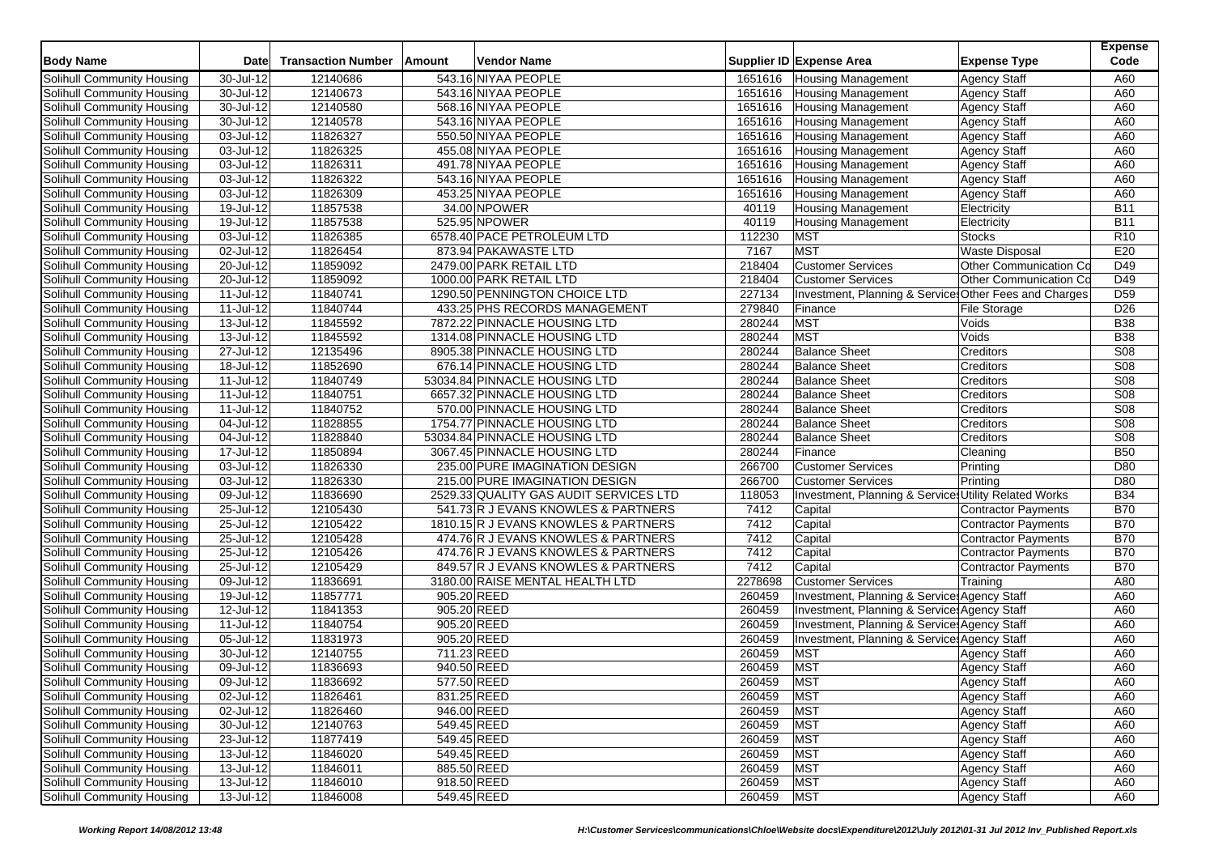| Body Name | Date | Transaction Number | Amount | Vendor Name | Supplier ID | Expense Area | Expense Type | Expense Code |
|---|---|---|---|---|---|---|---|---|
| Solihull Community Housing | 30-Jul-12 | 12140686 | 543.16 | NIYAA PEOPLE | 1651616 | Housing Management | Agency Staff | A60 |
| Solihull Community Housing | 30-Jul-12 | 12140673 | 543.16 | NIYAA PEOPLE | 1651616 | Housing Management | Agency Staff | A60 |
| Solihull Community Housing | 30-Jul-12 | 12140580 | 568.16 | NIYAA PEOPLE | 1651616 | Housing Management | Agency Staff | A60 |
| Solihull Community Housing | 30-Jul-12 | 12140578 | 543.16 | NIYAA PEOPLE | 1651616 | Housing Management | Agency Staff | A60 |
| Solihull Community Housing | 03-Jul-12 | 11826327 | 550.50 | NIYAA PEOPLE | 1651616 | Housing Management | Agency Staff | A60 |
| Solihull Community Housing | 03-Jul-12 | 11826325 | 455.08 | NIYAA PEOPLE | 1651616 | Housing Management | Agency Staff | A60 |
| Solihull Community Housing | 03-Jul-12 | 11826311 | 491.78 | NIYAA PEOPLE | 1651616 | Housing Management | Agency Staff | A60 |
| Solihull Community Housing | 03-Jul-12 | 11826322 | 543.16 | NIYAA PEOPLE | 1651616 | Housing Management | Agency Staff | A60 |
| Solihull Community Housing | 03-Jul-12 | 11826309 | 453.25 | NIYAA PEOPLE | 1651616 | Housing Management | Agency Staff | A60 |
| Solihull Community Housing | 19-Jul-12 | 11857538 | 34.00 | NPOWER | 40119 | Housing Management | Electricity | B11 |
| Solihull Community Housing | 19-Jul-12 | 11857538 | 525.95 | NPOWER | 40119 | Housing Management | Electricity | B11 |
| Solihull Community Housing | 03-Jul-12 | 11826385 | 6578.40 | PACE PETROLEUM LTD | 112230 | MST | Stocks | R10 |
| Solihull Community Housing | 02-Jul-12 | 11826454 | 873.94 | PAKAWASTE LTD | 7167 | MST | Waste Disposal | E20 |
| Solihull Community Housing | 20-Jul-12 | 11859092 | 2479.00 | PARK RETAIL LTD | 218404 | Customer Services | Other Communication Co | D49 |
| Solihull Community Housing | 20-Jul-12 | 11859092 | 1000.00 | PARK RETAIL LTD | 218404 | Customer Services | Other Communication Co | D49 |
| Solihull Community Housing | 11-Jul-12 | 11840741 | 1290.50 | PENNINGTON CHOICE LTD | 227134 | Investment, Planning & Services | Other Fees and Charges | D59 |
| Solihull Community Housing | 11-Jul-12 | 11840744 | 433.25 | PHS RECORDS MANAGEMENT | 279840 | Finance | File Storage | D26 |
| Solihull Community Housing | 13-Jul-12 | 11845592 | 7872.22 | PINNACLE HOUSING LTD | 280244 | MST | Voids | B38 |
| Solihull Community Housing | 13-Jul-12 | 11845592 | 1314.08 | PINNACLE HOUSING LTD | 280244 | MST | Voids | B38 |
| Solihull Community Housing | 27-Jul-12 | 12135496 | 8905.38 | PINNACLE HOUSING LTD | 280244 | Balance Sheet | Creditors | S08 |
| Solihull Community Housing | 18-Jul-12 | 11852690 | 676.14 | PINNACLE HOUSING LTD | 280244 | Balance Sheet | Creditors | S08 |
| Solihull Community Housing | 11-Jul-12 | 11840749 | 53034.84 | PINNACLE HOUSING LTD | 280244 | Balance Sheet | Creditors | S08 |
| Solihull Community Housing | 11-Jul-12 | 11840751 | 6657.32 | PINNACLE HOUSING LTD | 280244 | Balance Sheet | Creditors | S08 |
| Solihull Community Housing | 11-Jul-12 | 11840752 | 570.00 | PINNACLE HOUSING LTD | 280244 | Balance Sheet | Creditors | S08 |
| Solihull Community Housing | 04-Jul-12 | 11828855 | 1754.77 | PINNACLE HOUSING LTD | 280244 | Balance Sheet | Creditors | S08 |
| Solihull Community Housing | 04-Jul-12 | 11828840 | 53034.84 | PINNACLE HOUSING LTD | 280244 | Balance Sheet | Creditors | S08 |
| Solihull Community Housing | 17-Jul-12 | 11850894 | 3067.45 | PINNACLE HOUSING LTD | 280244 | Finance | Cleaning | B50 |
| Solihull Community Housing | 03-Jul-12 | 11826330 | 235.00 | PURE IMAGINATION DESIGN | 266700 | Customer Services | Printing | D80 |
| Solihull Community Housing | 03-Jul-12 | 11826330 | 215.00 | PURE IMAGINATION DESIGN | 266700 | Customer Services | Printing | D80 |
| Solihull Community Housing | 09-Jul-12 | 11836690 | 2529.33 | QUALITY GAS AUDIT SERVICES LTD | 118053 | Investment, Planning & Services | Utility Related Works | B34 |
| Solihull Community Housing | 25-Jul-12 | 12105430 | 541.73 | R J EVANS KNOWLES & PARTNERS | 7412 | Capital | Contractor Payments | B70 |
| Solihull Community Housing | 25-Jul-12 | 12105422 | 1810.15 | R J EVANS KNOWLES & PARTNERS | 7412 | Capital | Contractor Payments | B70 |
| Solihull Community Housing | 25-Jul-12 | 12105428 | 474.76 | R J EVANS KNOWLES & PARTNERS | 7412 | Capital | Contractor Payments | B70 |
| Solihull Community Housing | 25-Jul-12 | 12105426 | 474.76 | R J EVANS KNOWLES & PARTNERS | 7412 | Capital | Contractor Payments | B70 |
| Solihull Community Housing | 25-Jul-12 | 12105429 | 849.57 | R J EVANS KNOWLES & PARTNERS | 7412 | Capital | Contractor Payments | B70 |
| Solihull Community Housing | 09-Jul-12 | 11836691 | 3180.00 | RAISE MENTAL HEALTH LTD | 2278698 | Customer Services | Training | A80 |
| Solihull Community Housing | 19-Jul-12 | 11857771 | 905.20 | REED | 260459 | Investment, Planning & Services | Agency Staff | A60 |
| Solihull Community Housing | 12-Jul-12 | 11841353 | 905.20 | REED | 260459 | Investment, Planning & Services | Agency Staff | A60 |
| Solihull Community Housing | 11-Jul-12 | 11840754 | 905.20 | REED | 260459 | Investment, Planning & Services | Agency Staff | A60 |
| Solihull Community Housing | 05-Jul-12 | 11831973 | 905.20 | REED | 260459 | Investment, Planning & Services | Agency Staff | A60 |
| Solihull Community Housing | 30-Jul-12 | 12140755 | 711.23 | REED | 260459 | MST | Agency Staff | A60 |
| Solihull Community Housing | 09-Jul-12 | 11836693 | 940.50 | REED | 260459 | MST | Agency Staff | A60 |
| Solihull Community Housing | 09-Jul-12 | 11836692 | 577.50 | REED | 260459 | MST | Agency Staff | A60 |
| Solihull Community Housing | 02-Jul-12 | 11826461 | 831.25 | REED | 260459 | MST | Agency Staff | A60 |
| Solihull Community Housing | 02-Jul-12 | 11826460 | 946.00 | REED | 260459 | MST | Agency Staff | A60 |
| Solihull Community Housing | 30-Jul-12 | 12140763 | 549.45 | REED | 260459 | MST | Agency Staff | A60 |
| Solihull Community Housing | 23-Jul-12 | 11877419 | 549.45 | REED | 260459 | MST | Agency Staff | A60 |
| Solihull Community Housing | 13-Jul-12 | 11846020 | 549.45 | REED | 260459 | MST | Agency Staff | A60 |
| Solihull Community Housing | 13-Jul-12 | 11846011 | 885.50 | REED | 260459 | MST | Agency Staff | A60 |
| Solihull Community Housing | 13-Jul-12 | 11846010 | 918.50 | REED | 260459 | MST | Agency Staff | A60 |
| Solihull Community Housing | 13-Jul-12 | 11846008 | 549.45 | REED | 260459 | MST | Agency Staff | A60 |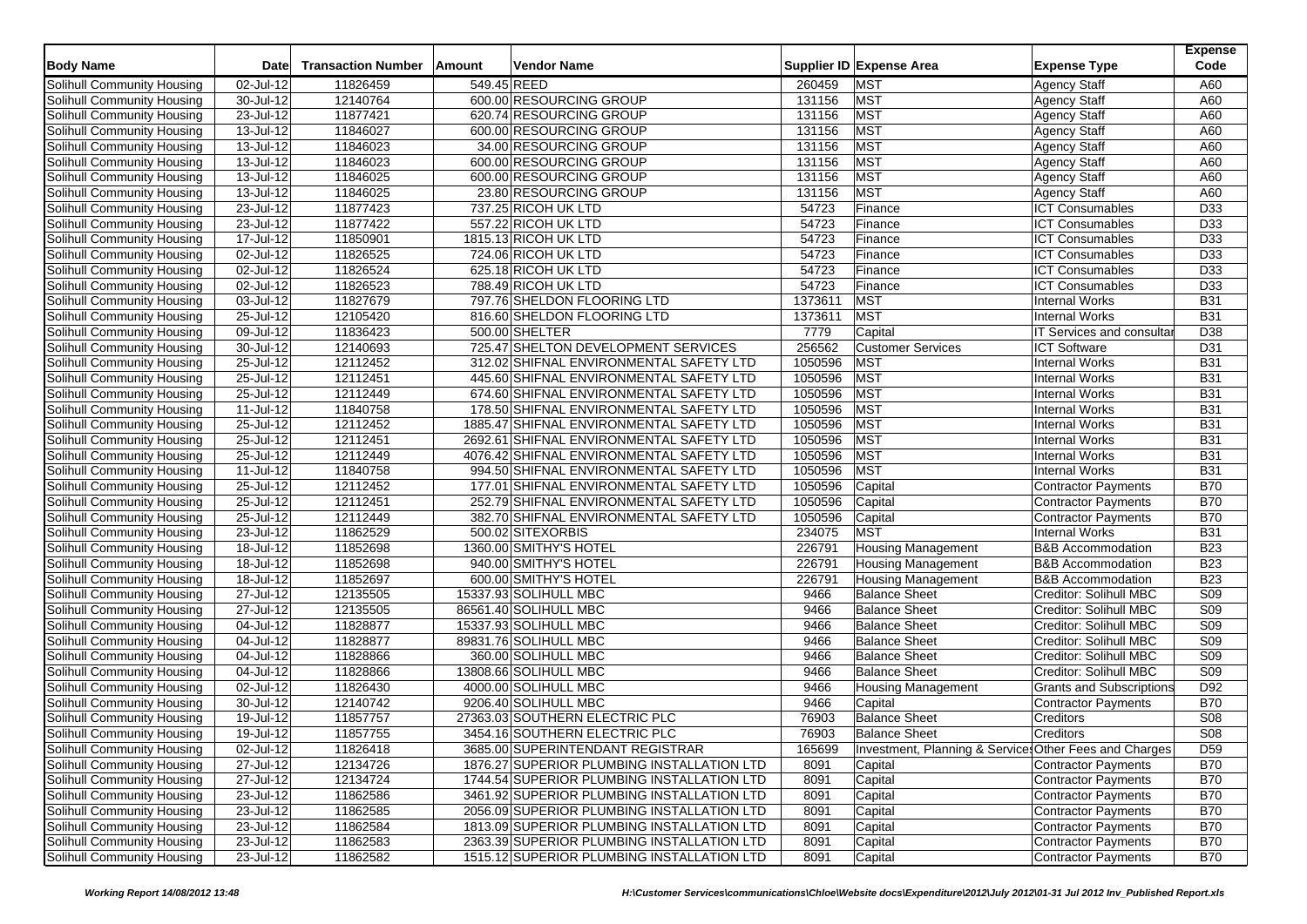| Body Name | Date | Transaction Number | Amount | Vendor Name | Supplier ID | Expense Area | Expense Type | Expense Code |
|---|---|---|---|---|---|---|---|---|
| Solihull Community Housing | 02-Jul-12 | 11826459 | 549.45 | REED | 260459 | MST | Agency Staff | A60 |
| Solihull Community Housing | 30-Jul-12 | 12140764 | 600.00 | RESOURCING GROUP | 131156 | MST | Agency Staff | A60 |
| Solihull Community Housing | 23-Jul-12 | 11877421 | 620.74 | RESOURCING GROUP | 131156 | MST | Agency Staff | A60 |
| Solihull Community Housing | 13-Jul-12 | 11846027 | 600.00 | RESOURCING GROUP | 131156 | MST | Agency Staff | A60 |
| Solihull Community Housing | 13-Jul-12 | 11846023 | 34.00 | RESOURCING GROUP | 131156 | MST | Agency Staff | A60 |
| Solihull Community Housing | 13-Jul-12 | 11846023 | 600.00 | RESOURCING GROUP | 131156 | MST | Agency Staff | A60 |
| Solihull Community Housing | 13-Jul-12 | 11846025 | 600.00 | RESOURCING GROUP | 131156 | MST | Agency Staff | A60 |
| Solihull Community Housing | 13-Jul-12 | 11846025 | 23.80 | RESOURCING GROUP | 131156 | MST | Agency Staff | A60 |
| Solihull Community Housing | 23-Jul-12 | 11877423 | 737.25 | RICOH UK LTD | 54723 | Finance | ICT Consumables | D33 |
| Solihull Community Housing | 23-Jul-12 | 11877422 | 557.22 | RICOH UK LTD | 54723 | Finance | ICT Consumables | D33 |
| Solihull Community Housing | 17-Jul-12 | 11850901 | 1815.13 | RICOH UK LTD | 54723 | Finance | ICT Consumables | D33 |
| Solihull Community Housing | 02-Jul-12 | 11826525 | 724.06 | RICOH UK LTD | 54723 | Finance | ICT Consumables | D33 |
| Solihull Community Housing | 02-Jul-12 | 11826524 | 625.18 | RICOH UK LTD | 54723 | Finance | ICT Consumables | D33 |
| Solihull Community Housing | 02-Jul-12 | 11826523 | 788.49 | RICOH UK LTD | 54723 | Finance | ICT Consumables | D33 |
| Solihull Community Housing | 03-Jul-12 | 11827679 | 797.76 | SHELDON FLOORING LTD | 1373611 | MST | Internal Works | B31 |
| Solihull Community Housing | 25-Jul-12 | 12105420 | 816.60 | SHELDON FLOORING LTD | 1373611 | MST | Internal Works | B31 |
| Solihull Community Housing | 09-Jul-12 | 11836423 | 500.00 | SHELTER | 7779 | Capital | IT Services and consultar | D38 |
| Solihull Community Housing | 30-Jul-12 | 12140693 | 725.47 | SHELTON DEVELOPMENT SERVICES | 256562 | Customer Services | ICT Software | D31 |
| Solihull Community Housing | 25-Jul-12 | 12112452 | 312.02 | SHIFNAL ENVIRONMENTAL SAFETY LTD | 1050596 | MST | Internal Works | B31 |
| Solihull Community Housing | 25-Jul-12 | 12112451 | 445.60 | SHIFNAL ENVIRONMENTAL SAFETY LTD | 1050596 | MST | Internal Works | B31 |
| Solihull Community Housing | 25-Jul-12 | 12112449 | 674.60 | SHIFNAL ENVIRONMENTAL SAFETY LTD | 1050596 | MST | Internal Works | B31 |
| Solihull Community Housing | 11-Jul-12 | 11840758 | 178.50 | SHIFNAL ENVIRONMENTAL SAFETY LTD | 1050596 | MST | Internal Works | B31 |
| Solihull Community Housing | 25-Jul-12 | 12112452 | 1885.47 | SHIFNAL ENVIRONMENTAL SAFETY LTD | 1050596 | MST | Internal Works | B31 |
| Solihull Community Housing | 25-Jul-12 | 12112451 | 2692.61 | SHIFNAL ENVIRONMENTAL SAFETY LTD | 1050596 | MST | Internal Works | B31 |
| Solihull Community Housing | 25-Jul-12 | 12112449 | 4076.42 | SHIFNAL ENVIRONMENTAL SAFETY LTD | 1050596 | MST | Internal Works | B31 |
| Solihull Community Housing | 11-Jul-12 | 11840758 | 994.50 | SHIFNAL ENVIRONMENTAL SAFETY LTD | 1050596 | MST | Internal Works | B31 |
| Solihull Community Housing | 25-Jul-12 | 12112452 | 177.01 | SHIFNAL ENVIRONMENTAL SAFETY LTD | 1050596 | Capital | Contractor Payments | B70 |
| Solihull Community Housing | 25-Jul-12 | 12112451 | 252.79 | SHIFNAL ENVIRONMENTAL SAFETY LTD | 1050596 | Capital | Contractor Payments | B70 |
| Solihull Community Housing | 25-Jul-12 | 12112449 | 382.70 | SHIFNAL ENVIRONMENTAL SAFETY LTD | 1050596 | Capital | Contractor Payments | B70 |
| Solihull Community Housing | 23-Jul-12 | 11862529 | 500.02 | SITEXORBIS | 234075 | MST | Internal Works | B31 |
| Solihull Community Housing | 18-Jul-12 | 11852698 | 1360.00 | SMITHY'S HOTEL | 226791 | Housing Management | B&B Accommodation | B23 |
| Solihull Community Housing | 18-Jul-12 | 11852698 | 940.00 | SMITHY'S HOTEL | 226791 | Housing Management | B&B Accommodation | B23 |
| Solihull Community Housing | 18-Jul-12 | 11852697 | 600.00 | SMITHY'S HOTEL | 226791 | Housing Management | B&B Accommodation | B23 |
| Solihull Community Housing | 27-Jul-12 | 12135505 | 15337.93 | SOLIHULL MBC | 9466 | Balance Sheet | Creditor: Solihull MBC | S09 |
| Solihull Community Housing | 27-Jul-12 | 12135505 | 86561.40 | SOLIHULL MBC | 9466 | Balance Sheet | Creditor: Solihull MBC | S09 |
| Solihull Community Housing | 04-Jul-12 | 11828877 | 15337.93 | SOLIHULL MBC | 9466 | Balance Sheet | Creditor: Solihull MBC | S09 |
| Solihull Community Housing | 04-Jul-12 | 11828877 | 89831.76 | SOLIHULL MBC | 9466 | Balance Sheet | Creditor: Solihull MBC | S09 |
| Solihull Community Housing | 04-Jul-12 | 11828866 | 360.00 | SOLIHULL MBC | 9466 | Balance Sheet | Creditor: Solihull MBC | S09 |
| Solihull Community Housing | 04-Jul-12 | 11828866 | 13808.66 | SOLIHULL MBC | 9466 | Balance Sheet | Creditor: Solihull MBC | S09 |
| Solihull Community Housing | 02-Jul-12 | 11826430 | 4000.00 | SOLIHULL MBC | 9466 | Housing Management | Grants and Subscriptions | D92 |
| Solihull Community Housing | 30-Jul-12 | 12140742 | 9206.40 | SOLIHULL MBC | 9466 | Capital | Contractor Payments | B70 |
| Solihull Community Housing | 19-Jul-12 | 11857757 | 27363.03 | SOUTHERN ELECTRIC PLC | 76903 | Balance Sheet | Creditors | S08 |
| Solihull Community Housing | 19-Jul-12 | 11857755 | 3454.16 | SOUTHERN ELECTRIC PLC | 76903 | Balance Sheet | Creditors | S08 |
| Solihull Community Housing | 02-Jul-12 | 11826418 | 3685.00 | SUPERINTENDANT REGISTRAR | 165699 | Investment, Planning & Services | Other Fees and Charges | D59 |
| Solihull Community Housing | 27-Jul-12 | 12134726 | 1876.27 | SUPERIOR PLUMBING INSTALLATION LTD | 8091 | Capital | Contractor Payments | B70 |
| Solihull Community Housing | 27-Jul-12 | 12134724 | 1744.54 | SUPERIOR PLUMBING INSTALLATION LTD | 8091 | Capital | Contractor Payments | B70 |
| Solihull Community Housing | 23-Jul-12 | 11862586 | 3461.92 | SUPERIOR PLUMBING INSTALLATION LTD | 8091 | Capital | Contractor Payments | B70 |
| Solihull Community Housing | 23-Jul-12 | 11862585 | 2056.09 | SUPERIOR PLUMBING INSTALLATION LTD | 8091 | Capital | Contractor Payments | B70 |
| Solihull Community Housing | 23-Jul-12 | 11862584 | 1813.09 | SUPERIOR PLUMBING INSTALLATION LTD | 8091 | Capital | Contractor Payments | B70 |
| Solihull Community Housing | 23-Jul-12 | 11862583 | 2363.39 | SUPERIOR PLUMBING INSTALLATION LTD | 8091 | Capital | Contractor Payments | B70 |
| Solihull Community Housing | 23-Jul-12 | 11862582 | 1515.12 | SUPERIOR PLUMBING INSTALLATION LTD | 8091 | Capital | Contractor Payments | B70 |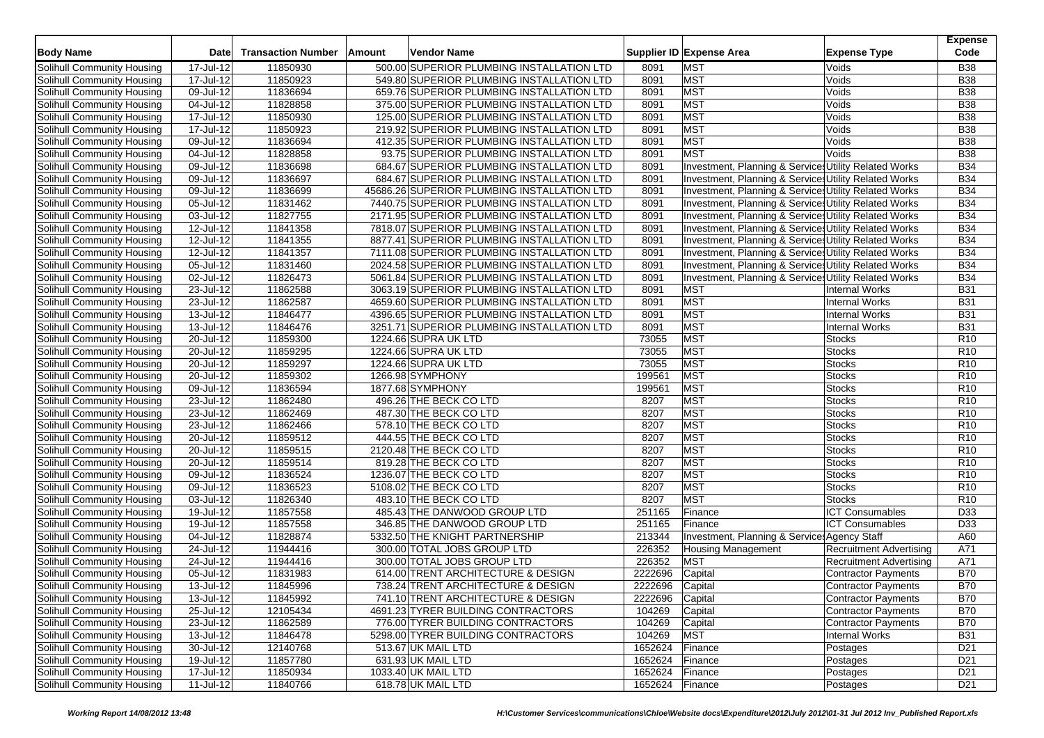| Body Name | Date | Transaction Number | Amount | Vendor Name | Supplier ID | Expense Area | Expense Type | Expense Code |
|---|---|---|---|---|---|---|---|---|
| Solihull Community Housing | 17-Jul-12 | 11850930 | 500.00 | SUPERIOR PLUMBING INSTALLATION LTD | 8091 | MST | Voids | B38 |
| Solihull Community Housing | 17-Jul-12 | 11850923 | 549.80 | SUPERIOR PLUMBING INSTALLATION LTD | 8091 | MST | Voids | B38 |
| Solihull Community Housing | 09-Jul-12 | 11836694 | 659.76 | SUPERIOR PLUMBING INSTALLATION LTD | 8091 | MST | Voids | B38 |
| Solihull Community Housing | 04-Jul-12 | 11828858 | 375.00 | SUPERIOR PLUMBING INSTALLATION LTD | 8091 | MST | Voids | B38 |
| Solihull Community Housing | 17-Jul-12 | 11850930 | 125.00 | SUPERIOR PLUMBING INSTALLATION LTD | 8091 | MST | Voids | B38 |
| Solihull Community Housing | 17-Jul-12 | 11850923 | 219.92 | SUPERIOR PLUMBING INSTALLATION LTD | 8091 | MST | Voids | B38 |
| Solihull Community Housing | 09-Jul-12 | 11836694 | 412.35 | SUPERIOR PLUMBING INSTALLATION LTD | 8091 | MST | Voids | B38 |
| Solihull Community Housing | 04-Jul-12 | 11828858 | 93.75 | SUPERIOR PLUMBING INSTALLATION LTD | 8091 | MST | Voids | B38 |
| Solihull Community Housing | 09-Jul-12 | 11836698 | 684.67 | SUPERIOR PLUMBING INSTALLATION LTD | 8091 | Investment, Planning & Services | Utility Related Works | B34 |
| Solihull Community Housing | 09-Jul-12 | 11836697 | 684.67 | SUPERIOR PLUMBING INSTALLATION LTD | 8091 | Investment, Planning & Services | Utility Related Works | B34 |
| Solihull Community Housing | 09-Jul-12 | 11836699 | 45686.26 | SUPERIOR PLUMBING INSTALLATION LTD | 8091 | Investment, Planning & Services | Utility Related Works | B34 |
| Solihull Community Housing | 05-Jul-12 | 11831462 | 7440.75 | SUPERIOR PLUMBING INSTALLATION LTD | 8091 | Investment, Planning & Services | Utility Related Works | B34 |
| Solihull Community Housing | 03-Jul-12 | 11827755 | 2171.95 | SUPERIOR PLUMBING INSTALLATION LTD | 8091 | Investment, Planning & Services | Utility Related Works | B34 |
| Solihull Community Housing | 12-Jul-12 | 11841358 | 7818.07 | SUPERIOR PLUMBING INSTALLATION LTD | 8091 | Investment, Planning & Services | Utility Related Works | B34 |
| Solihull Community Housing | 12-Jul-12 | 11841355 | 8877.41 | SUPERIOR PLUMBING INSTALLATION LTD | 8091 | Investment, Planning & Services | Utility Related Works | B34 |
| Solihull Community Housing | 12-Jul-12 | 11841357 | 7111.08 | SUPERIOR PLUMBING INSTALLATION LTD | 8091 | Investment, Planning & Services | Utility Related Works | B34 |
| Solihull Community Housing | 05-Jul-12 | 11831460 | 2024.58 | SUPERIOR PLUMBING INSTALLATION LTD | 8091 | Investment, Planning & Services | Utility Related Works | B34 |
| Solihull Community Housing | 02-Jul-12 | 11826473 | 5061.84 | SUPERIOR PLUMBING INSTALLATION LTD | 8091 | Investment, Planning & Services | Utility Related Works | B34 |
| Solihull Community Housing | 23-Jul-12 | 11862588 | 3063.19 | SUPERIOR PLUMBING INSTALLATION LTD | 8091 | MST | Internal Works | B31 |
| Solihull Community Housing | 23-Jul-12 | 11862587 | 4659.60 | SUPERIOR PLUMBING INSTALLATION LTD | 8091 | MST | Internal Works | B31 |
| Solihull Community Housing | 13-Jul-12 | 11846477 | 4396.65 | SUPERIOR PLUMBING INSTALLATION LTD | 8091 | MST | Internal Works | B31 |
| Solihull Community Housing | 13-Jul-12 | 11846476 | 3251.71 | SUPERIOR PLUMBING INSTALLATION LTD | 8091 | MST | Internal Works | B31 |
| Solihull Community Housing | 20-Jul-12 | 11859300 | 1224.66 | SUPRA UK LTD | 73055 | MST | Stocks | R10 |
| Solihull Community Housing | 20-Jul-12 | 11859295 | 1224.66 | SUPRA UK LTD | 73055 | MST | Stocks | R10 |
| Solihull Community Housing | 20-Jul-12 | 11859297 | 1224.66 | SUPRA UK LTD | 73055 | MST | Stocks | R10 |
| Solihull Community Housing | 20-Jul-12 | 11859302 | 1266.98 | SYMPHONY | 199561 | MST | Stocks | R10 |
| Solihull Community Housing | 09-Jul-12 | 11836594 | 1877.68 | SYMPHONY | 199561 | MST | Stocks | R10 |
| Solihull Community Housing | 23-Jul-12 | 11862480 | 496.26 | THE BECK CO LTD | 8207 | MST | Stocks | R10 |
| Solihull Community Housing | 23-Jul-12 | 11862469 | 487.30 | THE BECK CO LTD | 8207 | MST | Stocks | R10 |
| Solihull Community Housing | 23-Jul-12 | 11862466 | 578.10 | THE BECK CO LTD | 8207 | MST | Stocks | R10 |
| Solihull Community Housing | 20-Jul-12 | 11859512 | 444.55 | THE BECK CO LTD | 8207 | MST | Stocks | R10 |
| Solihull Community Housing | 20-Jul-12 | 11859515 | 2120.48 | THE BECK CO LTD | 8207 | MST | Stocks | R10 |
| Solihull Community Housing | 20-Jul-12 | 11859514 | 819.28 | THE BECK CO LTD | 8207 | MST | Stocks | R10 |
| Solihull Community Housing | 09-Jul-12 | 11836524 | 1236.07 | THE BECK CO LTD | 8207 | MST | Stocks | R10 |
| Solihull Community Housing | 09-Jul-12 | 11836523 | 5108.02 | THE BECK CO LTD | 8207 | MST | Stocks | R10 |
| Solihull Community Housing | 03-Jul-12 | 11826340 | 483.10 | THE BECK CO LTD | 8207 | MST | Stocks | R10 |
| Solihull Community Housing | 19-Jul-12 | 11857558 | 485.43 | THE DANWOOD GROUP LTD | 251165 | Finance | ICT Consumables | D33 |
| Solihull Community Housing | 19-Jul-12 | 11857558 | 346.85 | THE DANWOOD GROUP LTD | 251165 | Finance | ICT Consumables | D33 |
| Solihull Community Housing | 04-Jul-12 | 11828874 | 5332.50 | THE KNIGHT PARTNERSHIP | 213344 | Investment, Planning & Services | Agency Staff | A60 |
| Solihull Community Housing | 24-Jul-12 | 11944416 | 300.00 | TOTAL JOBS GROUP LTD | 226352 | Housing Management | Recruitment Advertising | A71 |
| Solihull Community Housing | 24-Jul-12 | 11944416 | 300.00 | TOTAL JOBS GROUP LTD | 226352 | MST | Recruitment Advertising | A71 |
| Solihull Community Housing | 05-Jul-12 | 11831983 | 614.00 | TRENT ARCHITECTURE & DESIGN | 2222696 | Capital | Contractor Payments | B70 |
| Solihull Community Housing | 13-Jul-12 | 11845996 | 738.24 | TRENT ARCHITECTURE & DESIGN | 2222696 | Capital | Contractor Payments | B70 |
| Solihull Community Housing | 13-Jul-12 | 11845992 | 741.10 | TRENT ARCHITECTURE & DESIGN | 2222696 | Capital | Contractor Payments | B70 |
| Solihull Community Housing | 25-Jul-12 | 12105434 | 4691.23 | TYRER BUILDING CONTRACTORS | 104269 | Capital | Contractor Payments | B70 |
| Solihull Community Housing | 23-Jul-12 | 11862589 | 776.00 | TYRER BUILDING CONTRACTORS | 104269 | Capital | Contractor Payments | B70 |
| Solihull Community Housing | 13-Jul-12 | 11846478 | 5298.00 | TYRER BUILDING CONTRACTORS | 104269 | MST | Internal Works | B31 |
| Solihull Community Housing | 30-Jul-12 | 12140768 | 513.67 | UK MAIL LTD | 1652624 | Finance | Postages | D21 |
| Solihull Community Housing | 19-Jul-12 | 11857780 | 631.93 | UK MAIL LTD | 1652624 | Finance | Postages | D21 |
| Solihull Community Housing | 17-Jul-12 | 11850934 | 1033.40 | UK MAIL LTD | 1652624 | Finance | Postages | D21 |
| Solihull Community Housing | 11-Jul-12 | 11840766 | 618.78 | UK MAIL LTD | 1652624 | Finance | Postages | D21 |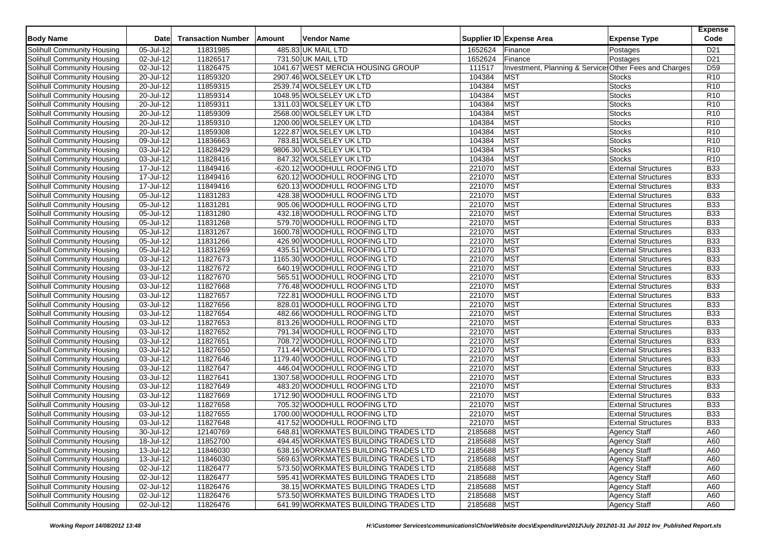| Body Name | Date | Transaction Number | Amount | Vendor Name | Supplier ID | Expense Area | Expense Type | Expense Code |
|---|---|---|---|---|---|---|---|---|
| Solihull Community Housing | 05-Jul-12 | 11831985 | 485.83 | UK MAIL LTD | 1652624 | Finance | Postages | D21 |
| Solihull Community Housing | 02-Jul-12 | 11826517 | 731.50 | UK MAIL LTD | 1652624 | Finance | Postages | D21 |
| Solihull Community Housing | 02-Jul-12 | 11826475 | 1041.67 | WEST MERCIA HOUSING GROUP | 111517 | Investment, Planning & Services | Other Fees and Charges | D59 |
| Solihull Community Housing | 20-Jul-12 | 11859320 | 2907.46 | WOLSELEY UK LTD | 104384 | MST | Stocks | R10 |
| Solihull Community Housing | 20-Jul-12 | 11859315 | 2539.74 | WOLSELEY UK LTD | 104384 | MST | Stocks | R10 |
| Solihull Community Housing | 20-Jul-12 | 11859314 | 1048.95 | WOLSELEY UK LTD | 104384 | MST | Stocks | R10 |
| Solihull Community Housing | 20-Jul-12 | 11859311 | 1311.03 | WOLSELEY UK LTD | 104384 | MST | Stocks | R10 |
| Solihull Community Housing | 20-Jul-12 | 11859309 | 2568.00 | WOLSELEY UK LTD | 104384 | MST | Stocks | R10 |
| Solihull Community Housing | 20-Jul-12 | 11859310 | 1200.00 | WOLSELEY UK LTD | 104384 | MST | Stocks | R10 |
| Solihull Community Housing | 20-Jul-12 | 11859308 | 1222.87 | WOLSELEY UK LTD | 104384 | MST | Stocks | R10 |
| Solihull Community Housing | 09-Jul-12 | 11836663 | 783.81 | WOLSELEY UK LTD | 104384 | MST | Stocks | R10 |
| Solihull Community Housing | 03-Jul-12 | 11828429 | 9806.30 | WOLSELEY UK LTD | 104384 | MST | Stocks | R10 |
| Solihull Community Housing | 03-Jul-12 | 11828416 | 847.32 | WOLSELEY UK LTD | 104384 | MST | Stocks | R10 |
| Solihull Community Housing | 17-Jul-12 | 11849416 | -620.12 | WOODHULL ROOFING LTD | 221070 | MST | External Structures | B33 |
| Solihull Community Housing | 17-Jul-12 | 11849416 | 620.12 | WOODHULL ROOFING LTD | 221070 | MST | External Structures | B33 |
| Solihull Community Housing | 17-Jul-12 | 11849416 | 620.13 | WOODHULL ROOFING LTD | 221070 | MST | External Structures | B33 |
| Solihull Community Housing | 05-Jul-12 | 11831283 | 428.38 | WOODHULL ROOFING LTD | 221070 | MST | External Structures | B33 |
| Solihull Community Housing | 05-Jul-12 | 11831281 | 905.06 | WOODHULL ROOFING LTD | 221070 | MST | External Structures | B33 |
| Solihull Community Housing | 05-Jul-12 | 11831280 | 432.18 | WOODHULL ROOFING LTD | 221070 | MST | External Structures | B33 |
| Solihull Community Housing | 05-Jul-12 | 11831268 | 579.70 | WOODHULL ROOFING LTD | 221070 | MST | External Structures | B33 |
| Solihull Community Housing | 05-Jul-12 | 11831267 | 1600.78 | WOODHULL ROOFING LTD | 221070 | MST | External Structures | B33 |
| Solihull Community Housing | 05-Jul-12 | 11831266 | 426.90 | WOODHULL ROOFING LTD | 221070 | MST | External Structures | B33 |
| Solihull Community Housing | 05-Jul-12 | 11831269 | 435.51 | WOODHULL ROOFING LTD | 221070 | MST | External Structures | B33 |
| Solihull Community Housing | 03-Jul-12 | 11827673 | 1165.30 | WOODHULL ROOFING LTD | 221070 | MST | External Structures | B33 |
| Solihull Community Housing | 03-Jul-12 | 11827672 | 640.19 | WOODHULL ROOFING LTD | 221070 | MST | External Structures | B33 |
| Solihull Community Housing | 03-Jul-12 | 11827670 | 565.51 | WOODHULL ROOFING LTD | 221070 | MST | External Structures | B33 |
| Solihull Community Housing | 03-Jul-12 | 11827668 | 776.48 | WOODHULL ROOFING LTD | 221070 | MST | External Structures | B33 |
| Solihull Community Housing | 03-Jul-12 | 11827657 | 722.81 | WOODHULL ROOFING LTD | 221070 | MST | External Structures | B33 |
| Solihull Community Housing | 03-Jul-12 | 11827656 | 828.01 | WOODHULL ROOFING LTD | 221070 | MST | External Structures | B33 |
| Solihull Community Housing | 03-Jul-12 | 11827654 | 482.66 | WOODHULL ROOFING LTD | 221070 | MST | External Structures | B33 |
| Solihull Community Housing | 03-Jul-12 | 11827653 | 813.26 | WOODHULL ROOFING LTD | 221070 | MST | External Structures | B33 |
| Solihull Community Housing | 03-Jul-12 | 11827652 | 791.34 | WOODHULL ROOFING LTD | 221070 | MST | External Structures | B33 |
| Solihull Community Housing | 03-Jul-12 | 11827651 | 708.72 | WOODHULL ROOFING LTD | 221070 | MST | External Structures | B33 |
| Solihull Community Housing | 03-Jul-12 | 11827650 | 711.44 | WOODHULL ROOFING LTD | 221070 | MST | External Structures | B33 |
| Solihull Community Housing | 03-Jul-12 | 11827646 | 1179.40 | WOODHULL ROOFING LTD | 221070 | MST | External Structures | B33 |
| Solihull Community Housing | 03-Jul-12 | 11827647 | 446.04 | WOODHULL ROOFING LTD | 221070 | MST | External Structures | B33 |
| Solihull Community Housing | 03-Jul-12 | 11827641 | 1307.58 | WOODHULL ROOFING LTD | 221070 | MST | External Structures | B33 |
| Solihull Community Housing | 03-Jul-12 | 11827649 | 483.20 | WOODHULL ROOFING LTD | 221070 | MST | External Structures | B33 |
| Solihull Community Housing | 03-Jul-12 | 11827669 | 1712.90 | WOODHULL ROOFING LTD | 221070 | MST | External Structures | B33 |
| Solihull Community Housing | 03-Jul-12 | 11827658 | 705.32 | WOODHULL ROOFING LTD | 221070 | MST | External Structures | B33 |
| Solihull Community Housing | 03-Jul-12 | 11827655 | 1700.00 | WOODHULL ROOFING LTD | 221070 | MST | External Structures | B33 |
| Solihull Community Housing | 03-Jul-12 | 11827648 | 417.52 | WOODHULL ROOFING LTD | 221070 | MST | External Structures | B33 |
| Solihull Community Housing | 30-Jul-12 | 12140769 | 648.81 | WORKMATES BUILDING TRADES LTD | 2185688 | MST | Agency Staff | A60 |
| Solihull Community Housing | 18-Jul-12 | 11852700 | 494.45 | WORKMATES BUILDING TRADES LTD | 2185688 | MST | Agency Staff | A60 |
| Solihull Community Housing | 13-Jul-12 | 11846030 | 638.16 | WORKMATES BUILDING TRADES LTD | 2185688 | MST | Agency Staff | A60 |
| Solihull Community Housing | 13-Jul-12 | 11846030 | 569.63 | WORKMATES BUILDING TRADES LTD | 2185688 | MST | Agency Staff | A60 |
| Solihull Community Housing | 02-Jul-12 | 11826477 | 573.50 | WORKMATES BUILDING TRADES LTD | 2185688 | MST | Agency Staff | A60 |
| Solihull Community Housing | 02-Jul-12 | 11826477 | 595.41 | WORKMATES BUILDING TRADES LTD | 2185688 | MST | Agency Staff | A60 |
| Solihull Community Housing | 02-Jul-12 | 11826476 | 38.15 | WORKMATES BUILDING TRADES LTD | 2185688 | MST | Agency Staff | A60 |
| Solihull Community Housing | 02-Jul-12 | 11826476 | 573.50 | WORKMATES BUILDING TRADES LTD | 2185688 | MST | Agency Staff | A60 |
| Solihull Community Housing | 02-Jul-12 | 11826476 | 641.99 | WORKMATES BUILDING TRADES LTD | 2185688 | MST | Agency Staff | A60 |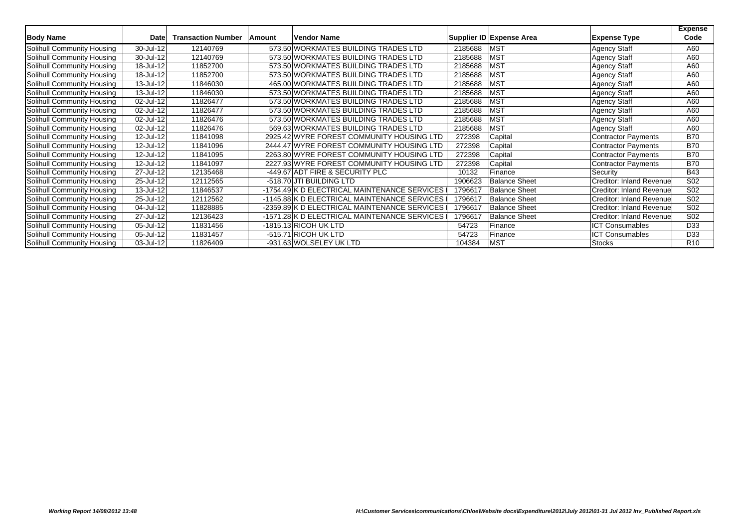| Body Name | Date | Transaction Number | Amount | Vendor Name | Supplier ID | Expense Area | Expense Type | Expense Code |
|---|---|---|---|---|---|---|---|---|
| Solihull Community Housing | 30-Jul-12 | 12140769 | 573.50 | WORKMATES BUILDING TRADES LTD | 2185688 | MST | Agency Staff | A60 |
| Solihull Community Housing | 30-Jul-12 | 12140769 | 573.50 | WORKMATES BUILDING TRADES LTD | 2185688 | MST | Agency Staff | A60 |
| Solihull Community Housing | 18-Jul-12 | 11852700 | 573.50 | WORKMATES BUILDING TRADES LTD | 2185688 | MST | Agency Staff | A60 |
| Solihull Community Housing | 18-Jul-12 | 11852700 | 573.50 | WORKMATES BUILDING TRADES LTD | 2185688 | MST | Agency Staff | A60 |
| Solihull Community Housing | 13-Jul-12 | 11846030 | 465.00 | WORKMATES BUILDING TRADES LTD | 2185688 | MST | Agency Staff | A60 |
| Solihull Community Housing | 13-Jul-12 | 11846030 | 573.50 | WORKMATES BUILDING TRADES LTD | 2185688 | MST | Agency Staff | A60 |
| Solihull Community Housing | 02-Jul-12 | 11826477 | 573.50 | WORKMATES BUILDING TRADES LTD | 2185688 | MST | Agency Staff | A60 |
| Solihull Community Housing | 02-Jul-12 | 11826477 | 573.50 | WORKMATES BUILDING TRADES LTD | 2185688 | MST | Agency Staff | A60 |
| Solihull Community Housing | 02-Jul-12 | 11826476 | 573.50 | WORKMATES BUILDING TRADES LTD | 2185688 | MST | Agency Staff | A60 |
| Solihull Community Housing | 02-Jul-12 | 11826476 | 569.63 | WORKMATES BUILDING TRADES LTD | 2185688 | MST | Agency Staff | A60 |
| Solihull Community Housing | 12-Jul-12 | 11841098 | 2925.42 | WYRE FOREST COMMUNITY HOUSING LTD | 272398 | Capital | Contractor Payments | B70 |
| Solihull Community Housing | 12-Jul-12 | 11841096 | 2444.47 | WYRE FOREST COMMUNITY HOUSING LTD | 272398 | Capital | Contractor Payments | B70 |
| Solihull Community Housing | 12-Jul-12 | 11841095 | 2263.80 | WYRE FOREST COMMUNITY HOUSING LTD | 272398 | Capital | Contractor Payments | B70 |
| Solihull Community Housing | 12-Jul-12 | 11841097 | 2227.93 | WYRE FOREST COMMUNITY HOUSING LTD | 272398 | Capital | Contractor Payments | B70 |
| Solihull Community Housing | 27-Jul-12 | 12135468 | -449.67 | ADT FIRE & SECURITY PLC | 10132 | Finance | Security | B43 |
| Solihull Community Housing | 25-Jul-12 | 12112565 | -518.70 | JTI BUILDING LTD | 1906623 | Balance Sheet | Creditor: Inland Revenue | S02 |
| Solihull Community Housing | 13-Jul-12 | 11846537 | -1754.49 | K D ELECTRICAL MAINTENANCE SERVICES | 1796617 | Balance Sheet | Creditor: Inland Revenue | S02 |
| Solihull Community Housing | 25-Jul-12 | 12112562 | -1145.88 | K D ELECTRICAL MAINTENANCE SERVICES | 1796617 | Balance Sheet | Creditor: Inland Revenue | S02 |
| Solihull Community Housing | 04-Jul-12 | 11828885 | -2359.89 | K D ELECTRICAL MAINTENANCE SERVICES | 1796617 | Balance Sheet | Creditor: Inland Revenue | S02 |
| Solihull Community Housing | 27-Jul-12 | 12136423 | -1571.28 | K D ELECTRICAL MAINTENANCE SERVICES | 1796617 | Balance Sheet | Creditor: Inland Revenue | S02 |
| Solihull Community Housing | 05-Jul-12 | 11831456 | -1815.13 | RICOH UK LTD | 54723 | Finance | ICT Consumables | D33 |
| Solihull Community Housing | 05-Jul-12 | 11831457 | -515.71 | RICOH UK LTD | 54723 | Finance | ICT Consumables | D33 |
| Solihull Community Housing | 03-Jul-12 | 11826409 | -931.63 | WOLSELEY UK LTD | 104384 | MST | Stocks | R10 |